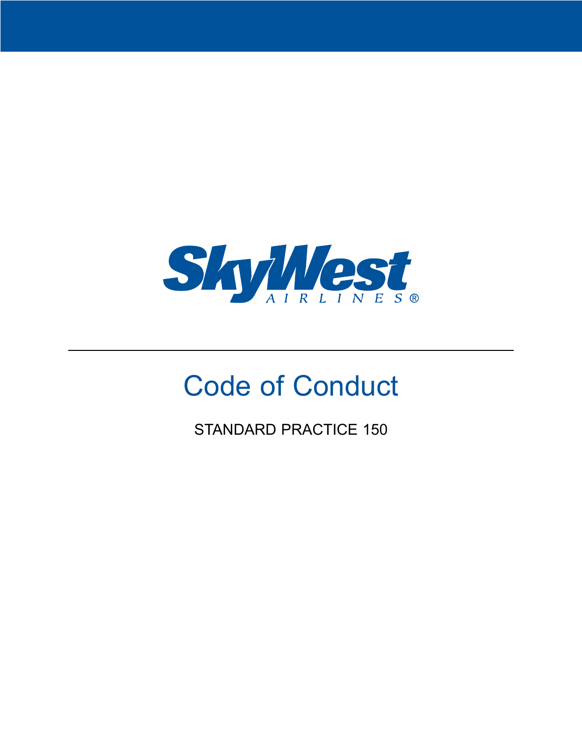SkyWest AIRLINES®

# Code of Conduct

STANDARD PRACTICE 150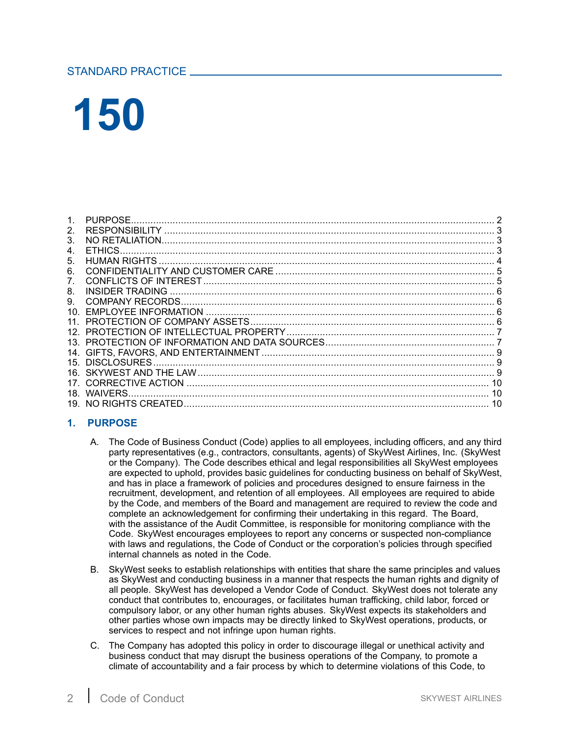STANDARD PRACTICE

# 150

1. PURPOSE.......... 2
2. RESPONSIBILITY.......... 3
3. NO RETALIATION.......... 3
4. ETHICS.......... 3
5. HUMAN RIGHTS.......... 4
6. CONFIDENTIALITY AND CUSTOMER CARE.......... 5
7. CONFLICTS OF INTEREST.......... 5
8. INSIDER TRADING.......... 6
9. COMPANY RECORDS.......... 6
10. EMPLOYEE INFORMATION.......... 6
11. PROTECTION OF COMPANY ASSETS.......... 6
12. PROTECTION OF INTELLECTUAL PROPERTY.......... 7
13. PROTECTION OF INFORMATION AND DATA SOURCES.......... 7
14. GIFTS, FAVORS, AND ENTERTAINMENT.......... 9
15. DISCLOSURES.......... 9
16. SKYWEST AND THE LAW.......... 9
17. CORRECTIVE ACTION.......... 10
18. WAIVERS.......... 10
19. NO RIGHTS CREATED.......... 10

## 1. PURPOSE

A. The Code of Business Conduct (Code) applies to all employees, including officers, and any third party representatives (e.g., contractors, consultants, agents) of SkyWest Airlines, Inc. (SkyWest or the Company). The Code describes ethical and legal responsibilities all SkyWest employees are expected to uphold, provides basic guidelines for conducting business on behalf of SkyWest, and has in place a framework of policies and procedures designed to ensure fairness in the recruitment, development, and retention of all employees. All employees are required to abide by the Code, and members of the Board and management are required to review the code and complete an acknowledgement for confirming their undertaking in this regard. The Board, with the assistance of the Audit Committee, is responsible for monitoring compliance with the Code. SkyWest encourages employees to report any concerns or suspected non-compliance with laws and regulations, the Code of Conduct or the corporation's policies through specified internal channels as noted in the Code.

B. SkyWest seeks to establish relationships with entities that share the same principles and values as SkyWest and conducting business in a manner that respects the human rights and dignity of all people. SkyWest has developed a Vendor Code of Conduct. SkyWest does not tolerate any conduct that contributes to, encourages, or facilitates human trafficking, child labor, forced or compulsory labor, or any other human rights abuses. SkyWest expects its stakeholders and other parties whose own impacts may be directly linked to SkyWest operations, products, or services to respect and not infringe upon human rights.

C. The Company has adopted this policy in order to discourage illegal or unethical activity and business conduct that may disrupt the business operations of the Company, to promote a climate of accountability and a fair process by which to determine violations of this Code, to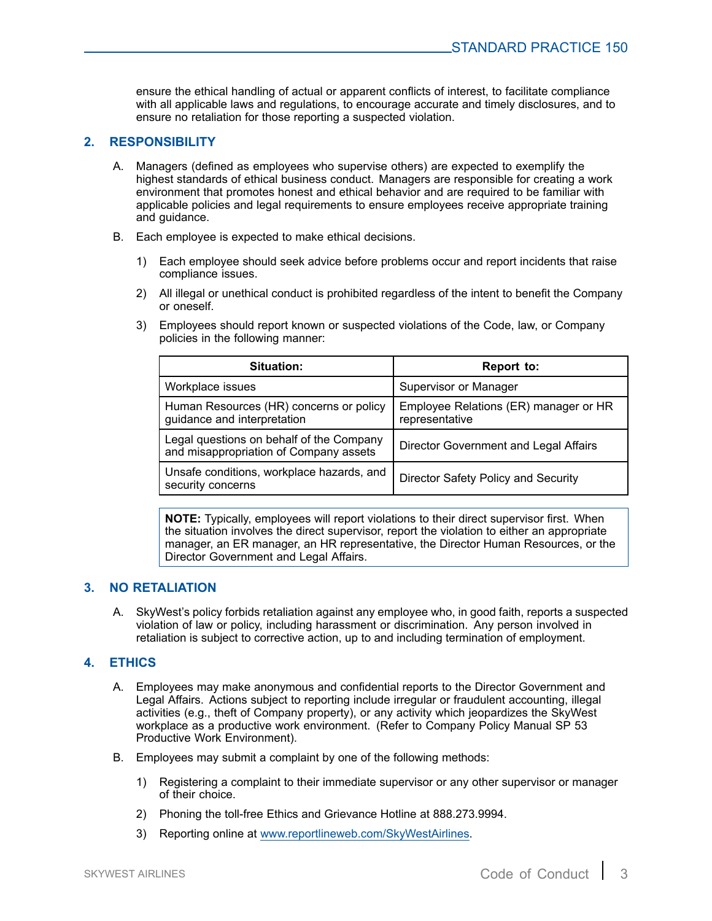ensure the ethical handling of actual or apparent conflicts of interest, to facilitate compliance with all applicable laws and regulations, to encourage accurate and timely disclosures, and to ensure no retaliation for those reporting a suspected violation.

## 2. RESPONSIBILITY

A. Managers (defined as employees who supervise others) are expected to exemplify the highest standards of ethical business conduct. Managers are responsible for creating a work environment that promotes honest and ethical behavior and are required to be familiar with applicable policies and legal requirements to ensure employees receive appropriate training and guidance.

B. Each employee is expected to make ethical decisions.

   1) Each employee should seek advice before problems occur and report incidents that raise compliance issues.

   2) All illegal or unethical conduct is prohibited regardless of the intent to benefit the Company or oneself.

   3) Employees should report known or suspected violations of the Code, law, or Company policies in the following manner:

| Situation: | Report to: |
|---|---|
| Workplace issues | Supervisor or Manager |
| Human Resources (HR) concerns or policy guidance and interpretation | Employee Relations (ER) manager or HR representative |
| Legal questions on behalf of the Company and misappropriation of Company assets | Director Government and Legal Affairs |
| Unsafe conditions, workplace hazards, and security concerns | Director Safety Policy and Security |

**NOTE:** Typically, employees will report violations to their direct supervisor first. When the situation involves the direct supervisor, report the violation to either an appropriate manager, an ER manager, an HR representative, the Director Human Resources, or the Director Government and Legal Affairs.

## 3. NO RETALIATION

A. SkyWest's policy forbids retaliation against any employee who, in good faith, reports a suspected violation of law or policy, including harassment or discrimination. Any person involved in retaliation is subject to corrective action, up to and including termination of employment.

## 4. ETHICS

A. Employees may make anonymous and confidential reports to the Director Government and Legal Affairs. Actions subject to reporting include irregular or fraudulent accounting, illegal activities (e.g., theft of Company property), or any activity which jeopardizes the SkyWest workplace as a productive work environment. (Refer to Company Policy Manual SP 53 Productive Work Environment).

B. Employees may submit a complaint by one of the following methods:

   1) Registering a complaint to their immediate supervisor or any other supervisor or manager of their choice.

   2) Phoning the toll-free Ethics and Grievance Hotline at 888.273.9994.

   3) Reporting online at www.reportlineweb.com/SkyWestAirlines.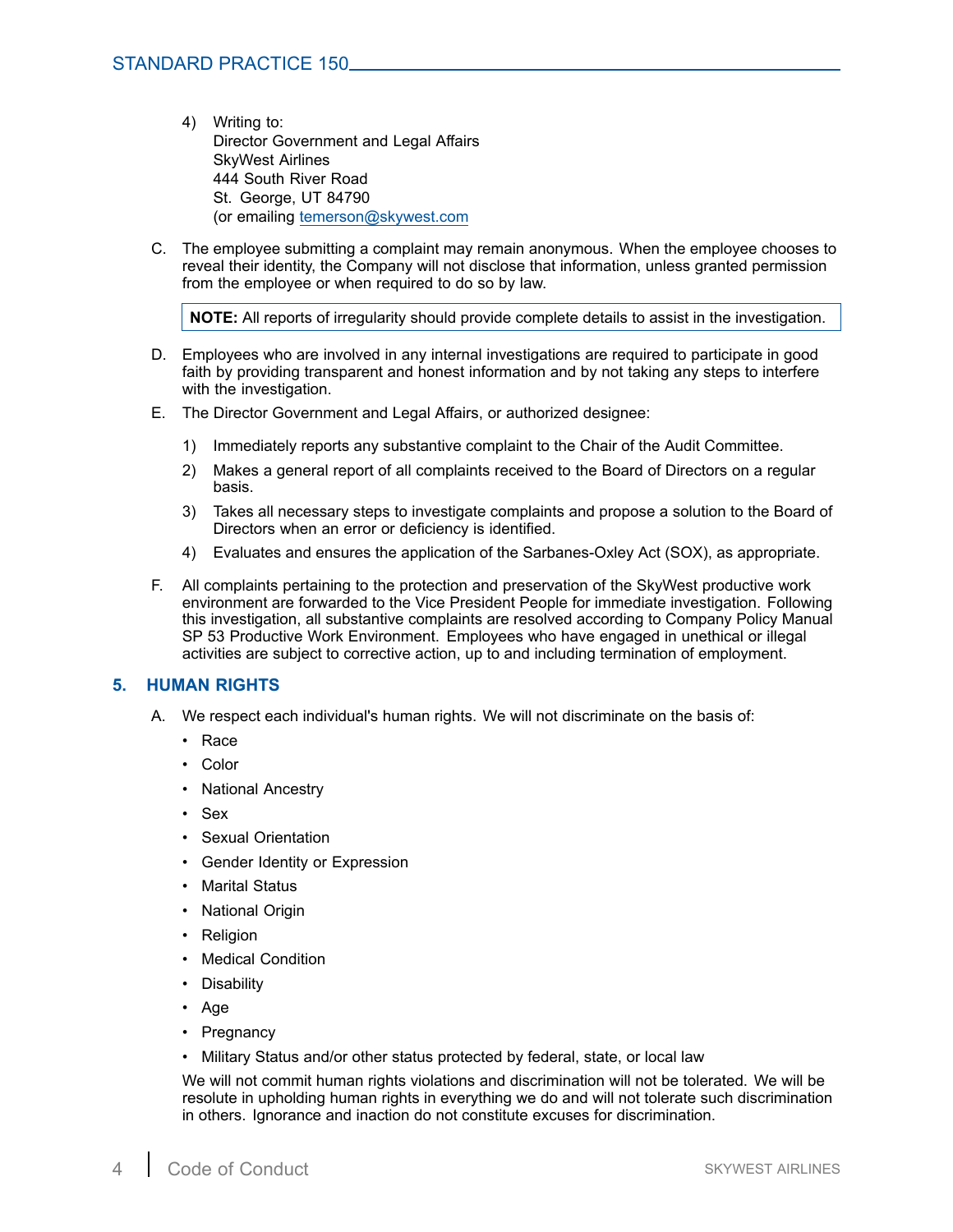4) Writing to:
   Director Government and Legal Affairs
   SkyWest Airlines
   444 South River Road
   St. George, UT 84790
   (or emailing temerson@skywest.com

C. The employee submitting a complaint may remain anonymous. When the employee chooses to reveal their identity, the Company will not disclose that information, unless granted permission from the employee or when required to do so by law.

> **NOTE:** All reports of irregularity should provide complete details to assist in the investigation.

D. Employees who are involved in any internal investigations are required to participate in good faith by providing transparent and honest information and by not taking any steps to interfere with the investigation.

E. The Director Government and Legal Affairs, or authorized designee:

   1) Immediately reports any substantive complaint to the Chair of the Audit Committee.
   2) Makes a general report of all complaints received to the Board of Directors on a regular basis.
   3) Takes all necessary steps to investigate complaints and propose a solution to the Board of Directors when an error or deficiency is identified.
   4) Evaluates and ensures the application of the Sarbanes-Oxley Act (SOX), as appropriate.

F. All complaints pertaining to the protection and preservation of the SkyWest productive work environment are forwarded to the Vice President People for immediate investigation. Following this investigation, all substantive complaints are resolved according to Company Policy Manual SP 53 Productive Work Environment. Employees who have engaged in unethical or illegal activities are subject to corrective action, up to and including termination of employment.

## 5. HUMAN RIGHTS

A. We respect each individual's human rights. We will not discriminate on the basis of:

   - Race
   - Color
   - National Ancestry
   - Sex
   - Sexual Orientation
   - Gender Identity or Expression
   - Marital Status
   - National Origin
   - Religion
   - Medical Condition
   - Disability
   - Age
   - Pregnancy
   - Military Status and/or other status protected by federal, state, or local law

   We will not commit human rights violations and discrimination will not be tolerated. We will be resolute in upholding human rights in everything we do and will not tolerate such discrimination in others. Ignorance and inaction do not constitute excuses for discrimination.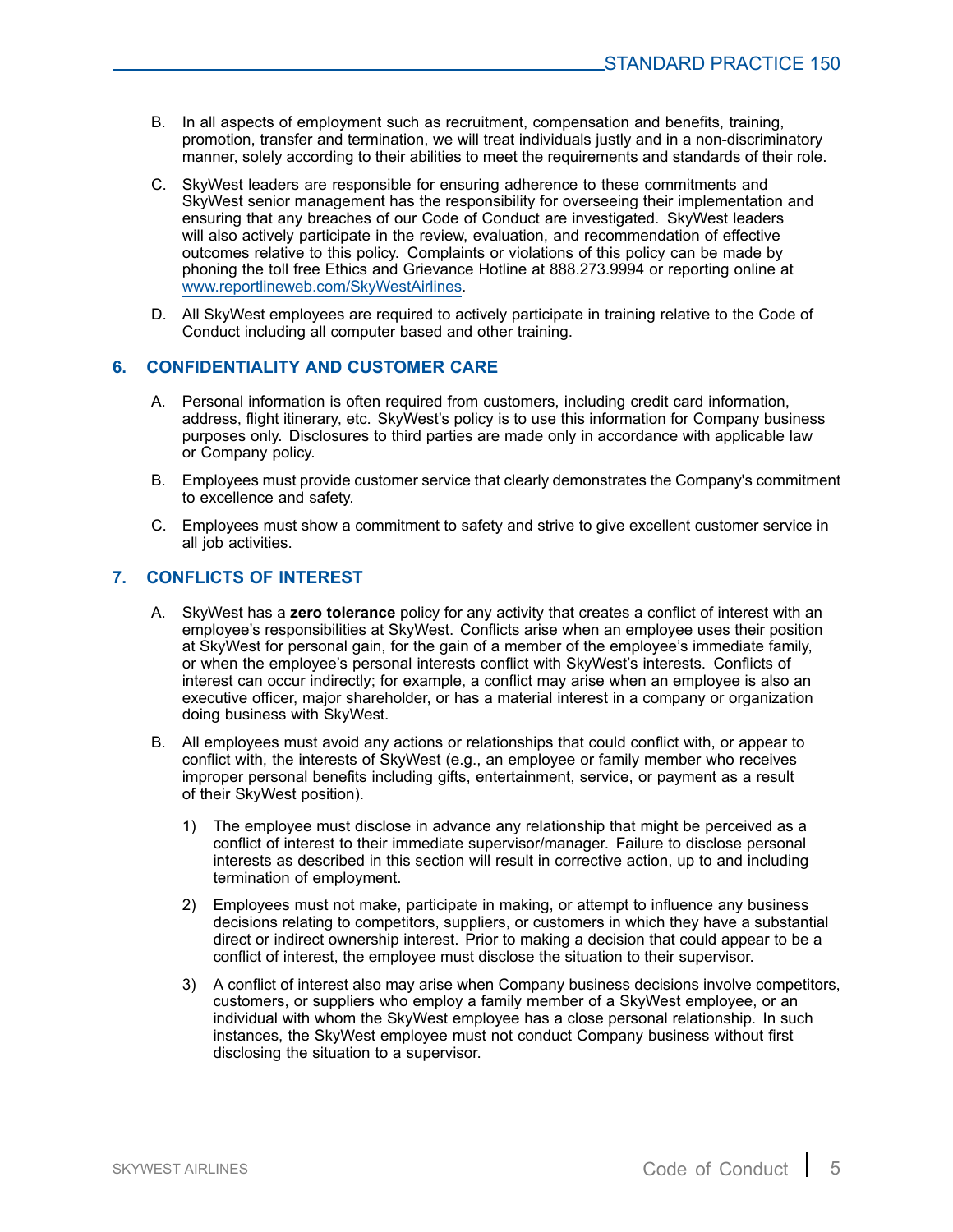B. In all aspects of employment such as recruitment, compensation and benefits, training, promotion, transfer and termination, we will treat individuals justly and in a non-discriminatory manner, solely according to their abilities to meet the requirements and standards of their role.

C. SkyWest leaders are responsible for ensuring adherence to these commitments and SkyWest senior management has the responsibility for overseeing their implementation and ensuring that any breaches of our Code of Conduct are investigated. SkyWest leaders will also actively participate in the review, evaluation, and recommendation of effective outcomes relative to this policy. Complaints or violations of this policy can be made by phoning the toll free Ethics and Grievance Hotline at 888.273.9994 or reporting online at [www.reportlineweb.com/SkyWestAirlines](http://www.reportlineweb.com/SkyWestAirlines).

D. All SkyWest employees are required to actively participate in training relative to the Code of Conduct including all computer based and other training.

## 6. CONFIDENTIALITY AND CUSTOMER CARE

A. Personal information is often required from customers, including credit card information, address, flight itinerary, etc. SkyWest's policy is to use this information for Company business purposes only. Disclosures to third parties are made only in accordance with applicable law or Company policy.

B. Employees must provide customer service that clearly demonstrates the Company's commitment to excellence and safety.

C. Employees must show a commitment to safety and strive to give excellent customer service in all job activities.

## 7. CONFLICTS OF INTEREST

A. SkyWest has a **zero tolerance** policy for any activity that creates a conflict of interest with an employee's responsibilities at SkyWest. Conflicts arise when an employee uses their position at SkyWest for personal gain, for the gain of a member of the employee's immediate family, or when the employee's personal interests conflict with SkyWest's interests. Conflicts of interest can occur indirectly; for example, a conflict may arise when an employee is also an executive officer, major shareholder, or has a material interest in a company or organization doing business with SkyWest.

B. All employees must avoid any actions or relationships that could conflict with, or appear to conflict with, the interests of SkyWest (e.g., an employee or family member who receives improper personal benefits including gifts, entertainment, service, or payment as a result of their SkyWest position).

   1) The employee must disclose in advance any relationship that might be perceived as a conflict of interest to their immediate supervisor/manager. Failure to disclose personal interests as described in this section will result in corrective action, up to and including termination of employment.

   2) Employees must not make, participate in making, or attempt to influence any business decisions relating to competitors, suppliers, or customers in which they have a substantial direct or indirect ownership interest. Prior to making a decision that could appear to be a conflict of interest, the employee must disclose the situation to their supervisor.

   3) A conflict of interest also may arise when Company business decisions involve competitors, customers, or suppliers who employ a family member of a SkyWest employee, or an individual with whom the SkyWest employee has a close personal relationship. In such instances, the SkyWest employee must not conduct Company business without first disclosing the situation to a supervisor.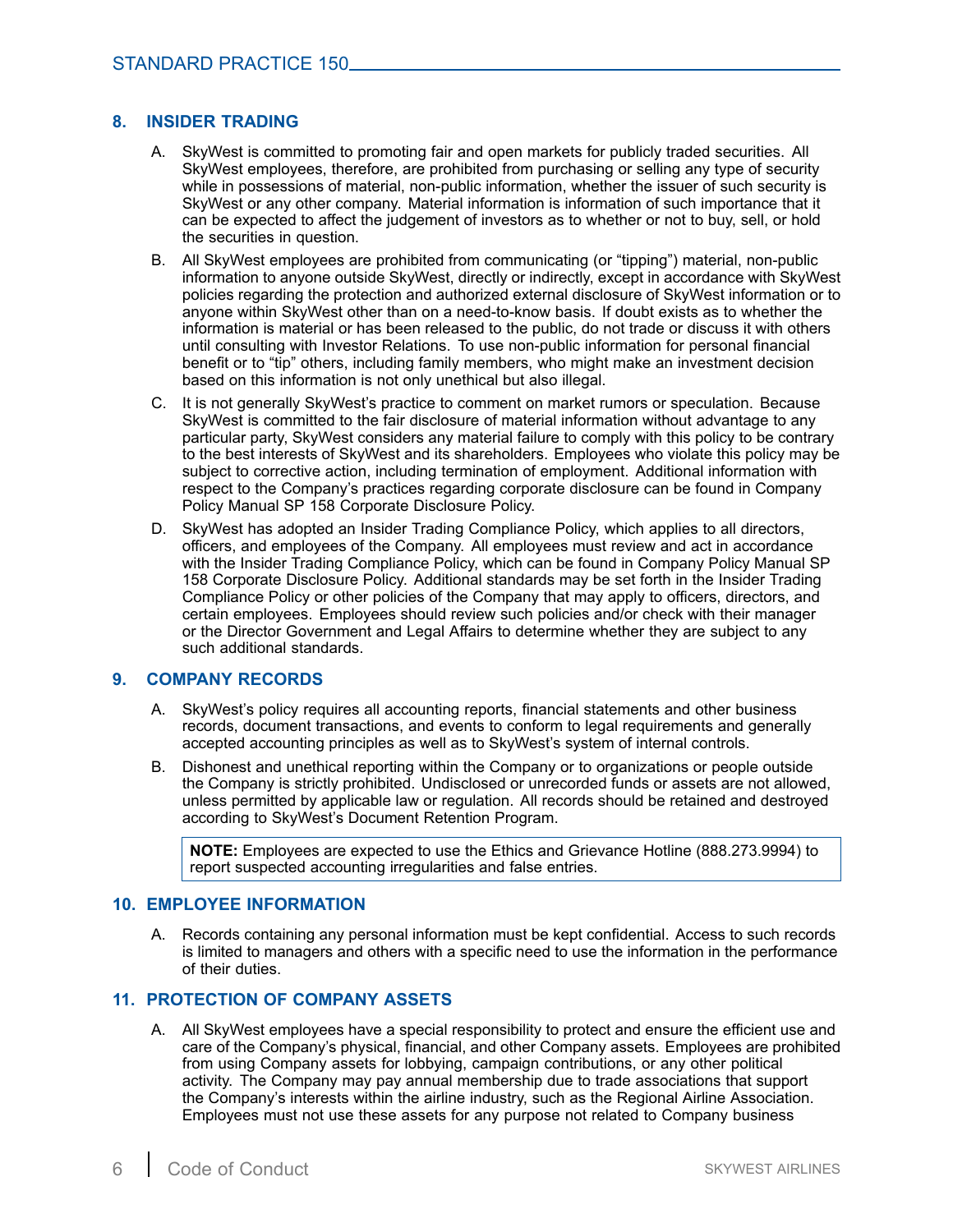## 8. INSIDER TRADING

A. SkyWest is committed to promoting fair and open markets for publicly traded securities. All SkyWest employees, therefore, are prohibited from purchasing or selling any type of security while in possessions of material, non-public information, whether the issuer of such security is SkyWest or any other company. Material information is information of such importance that it can be expected to affect the judgement of investors as to whether or not to buy, sell, or hold the securities in question.

B. All SkyWest employees are prohibited from communicating (or "tipping") material, non-public information to anyone outside SkyWest, directly or indirectly, except in accordance with SkyWest policies regarding the protection and authorized external disclosure of SkyWest information or to anyone within SkyWest other than on a need-to-know basis. If doubt exists as to whether the information is material or has been released to the public, do not trade or discuss it with others until consulting with Investor Relations. To use non-public information for personal financial benefit or to "tip" others, including family members, who might make an investment decision based on this information is not only unethical but also illegal.

C. It is not generally SkyWest's practice to comment on market rumors or speculation. Because SkyWest is committed to the fair disclosure of material information without advantage to any particular party, SkyWest considers any material failure to comply with this policy to be contrary to the best interests of SkyWest and its shareholders. Employees who violate this policy may be subject to corrective action, including termination of employment. Additional information with respect to the Company's practices regarding corporate disclosure can be found in Company Policy Manual SP 158 Corporate Disclosure Policy.

D. SkyWest has adopted an Insider Trading Compliance Policy, which applies to all directors, officers, and employees of the Company. All employees must review and act in accordance with the Insider Trading Compliance Policy, which can be found in Company Policy Manual SP 158 Corporate Disclosure Policy. Additional standards may be set forth in the Insider Trading Compliance Policy or other policies of the Company that may apply to officers, directors, and certain employees. Employees should review such policies and/or check with their manager or the Director Government and Legal Affairs to determine whether they are subject to any such additional standards.

## 9. COMPANY RECORDS

A. SkyWest's policy requires all accounting reports, financial statements and other business records, document transactions, and events to conform to legal requirements and generally accepted accounting principles as well as to SkyWest's system of internal controls.

B. Dishonest and unethical reporting within the Company or to organizations or people outside the Company is strictly prohibited. Undisclosed or unrecorded funds or assets are not allowed, unless permitted by applicable law or regulation. All records should be retained and destroyed according to SkyWest's Document Retention Program.

> **NOTE:** Employees are expected to use the Ethics and Grievance Hotline (888.273.9994) to report suspected accounting irregularities and false entries.

## 10. EMPLOYEE INFORMATION

A. Records containing any personal information must be kept confidential. Access to such records is limited to managers and others with a specific need to use the information in the performance of their duties.

## 11. PROTECTION OF COMPANY ASSETS

A. All SkyWest employees have a special responsibility to protect and ensure the efficient use and care of the Company's physical, financial, and other Company assets. Employees are prohibited from using Company assets for lobbying, campaign contributions, or any other political activity. The Company may pay annual membership due to trade associations that support the Company's interests within the airline industry, such as the Regional Airline Association. Employees must not use these assets for any purpose not related to Company business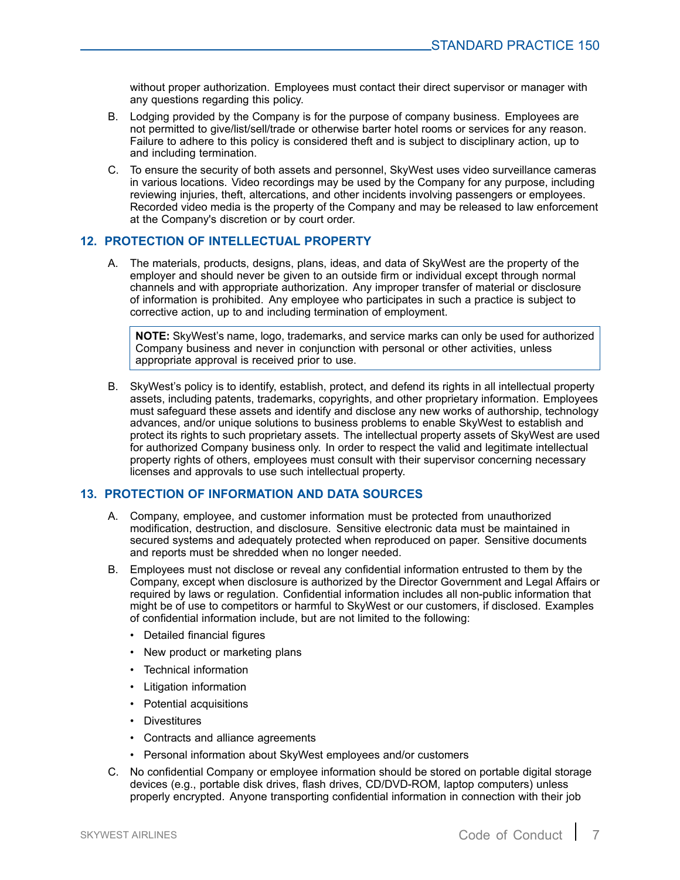without proper authorization. Employees must contact their direct supervisor or manager with any questions regarding this policy.

B. Lodging provided by the Company is for the purpose of company business. Employees are not permitted to give/list/sell/trade or otherwise barter hotel rooms or services for any reason. Failure to adhere to this policy is considered theft and is subject to disciplinary action, up to and including termination.

C. To ensure the security of both assets and personnel, SkyWest uses video surveillance cameras in various locations. Video recordings may be used by the Company for any purpose, including reviewing injuries, theft, altercations, and other incidents involving passengers or employees. Recorded video media is the property of the Company and may be released to law enforcement at the Company's discretion or by court order.

## 12. PROTECTION OF INTELLECTUAL PROPERTY

A. The materials, products, designs, plans, ideas, and data of SkyWest are the property of the employer and should never be given to an outside firm or individual except through normal channels and with appropriate authorization. Any improper transfer of material or disclosure of information is prohibited. Any employee who participates in such a practice is subject to corrective action, up to and including termination of employment.

> **NOTE:** SkyWest's name, logo, trademarks, and service marks can only be used for authorized Company business and never in conjunction with personal or other activities, unless appropriate approval is received prior to use.

B. SkyWest's policy is to identify, establish, protect, and defend its rights in all intellectual property assets, including patents, trademarks, copyrights, and other proprietary information. Employees must safeguard these assets and identify and disclose any new works of authorship, technology advances, and/or unique solutions to business problems to enable SkyWest to establish and protect its rights to such proprietary assets. The intellectual property assets of SkyWest are used for authorized Company business only. In order to respect the valid and legitimate intellectual property rights of others, employees must consult with their supervisor concerning necessary licenses and approvals to use such intellectual property.

## 13. PROTECTION OF INFORMATION AND DATA SOURCES

A. Company, employee, and customer information must be protected from unauthorized modification, destruction, and disclosure. Sensitive electronic data must be maintained in secured systems and adequately protected when reproduced on paper. Sensitive documents and reports must be shredded when no longer needed.

B. Employees must not disclose or reveal any confidential information entrusted to them by the Company, except when disclosure is authorized by the Director Government and Legal Affairs or required by laws or regulation. Confidential information includes all non-public information that might be of use to competitors or harmful to SkyWest or our customers, if disclosed. Examples of confidential information include, but are not limited to the following:

- Detailed financial figures
- New product or marketing plans
- Technical information
- Litigation information
- Potential acquisitions
- Divestitures
- Contracts and alliance agreements
- Personal information about SkyWest employees and/or customers

C. No confidential Company or employee information should be stored on portable digital storage devices (e.g., portable disk drives, flash drives, CD/DVD-ROM, laptop computers) unless properly encrypted. Anyone transporting confidential information in connection with their job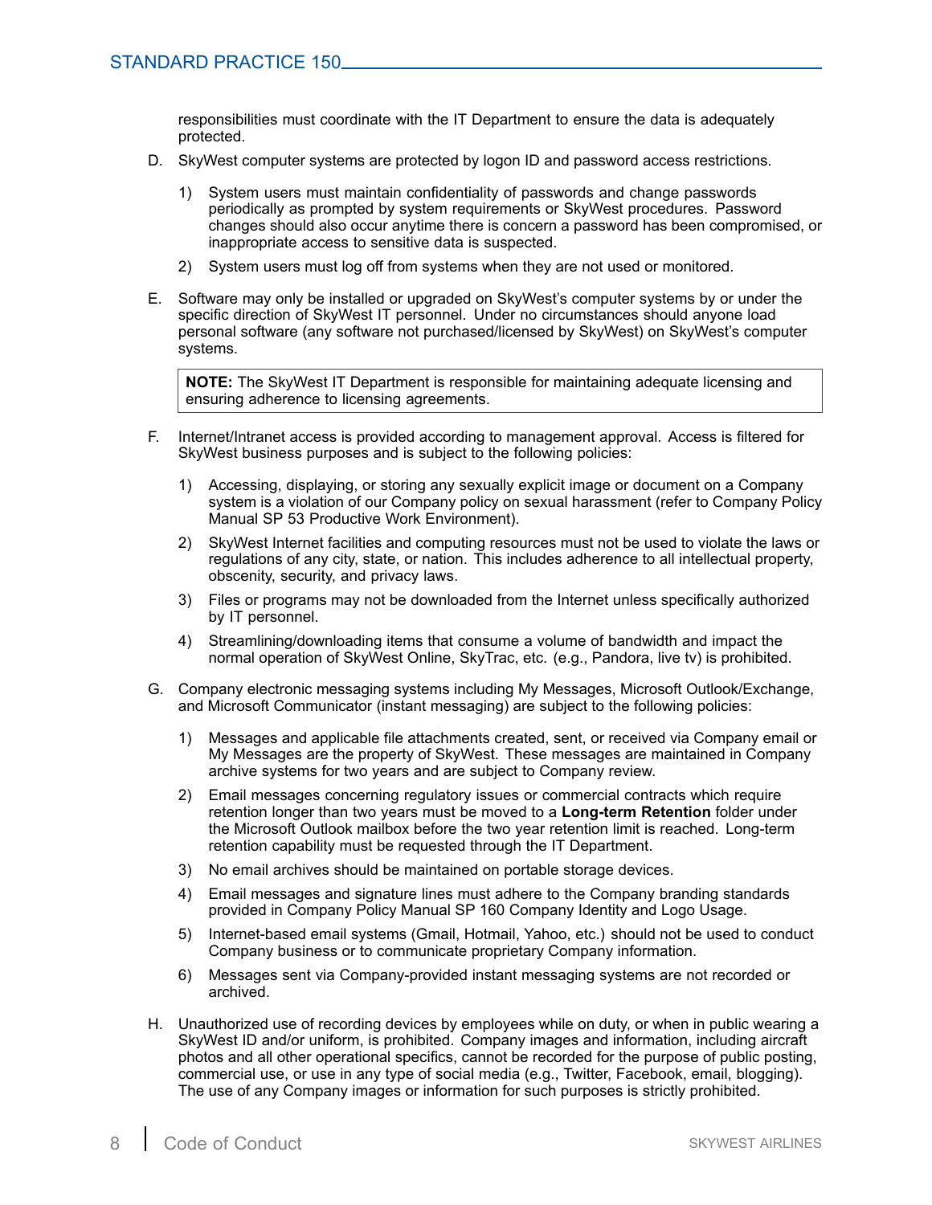responsibilities must coordinate with the IT Department to ensure the data is adequately protected.

D. SkyWest computer systems are protected by logon ID and password access restrictions.

   1) System users must maintain confidentiality of passwords and change passwords periodically as prompted by system requirements or SkyWest procedures. Password changes should also occur anytime there is concern a password has been compromised, or inappropriate access to sensitive data is suspected.

   2) System users must log off from systems when they are not used or monitored.

E. Software may only be installed or upgraded on SkyWest's computer systems by or under the specific direction of SkyWest IT personnel. Under no circumstances should anyone load personal software (any software not purchased/licensed by SkyWest) on SkyWest's computer systems.

   > **NOTE:** The SkyWest IT Department is responsible for maintaining adequate licensing and ensuring adherence to licensing agreements.

F. Internet/Intranet access is provided according to management approval. Access is filtered for SkyWest business purposes and is subject to the following policies:

   1) Accessing, displaying, or storing any sexually explicit image or document on a Company system is a violation of our Company policy on sexual harassment (refer to Company Policy Manual SP 53 Productive Work Environment).

   2) SkyWest Internet facilities and computing resources must not be used to violate the laws or regulations of any city, state, or nation. This includes adherence to all intellectual property, obscenity, security, and privacy laws.

   3) Files or programs may not be downloaded from the Internet unless specifically authorized by IT personnel.

   4) Streamlining/downloading items that consume a volume of bandwidth and impact the normal operation of SkyWest Online, SkyTrac, etc. (e.g., Pandora, live tv) is prohibited.

G. Company electronic messaging systems including My Messages, Microsoft Outlook/Exchange, and Microsoft Communicator (instant messaging) are subject to the following policies:

   1) Messages and applicable file attachments created, sent, or received via Company email or My Messages are the property of SkyWest. These messages are maintained in Company archive systems for two years and are subject to Company review.

   2) Email messages concerning regulatory issues or commercial contracts which require retention longer than two years must be moved to a **Long-term Retention** folder under the Microsoft Outlook mailbox before the two year retention limit is reached. Long-term retention capability must be requested through the IT Department.

   3) No email archives should be maintained on portable storage devices.

   4) Email messages and signature lines must adhere to the Company branding standards provided in Company Policy Manual SP 160 Company Identity and Logo Usage.

   5) Internet-based email systems (Gmail, Hotmail, Yahoo, etc.) should not be used to conduct Company business or to communicate proprietary Company information.

   6) Messages sent via Company-provided instant messaging systems are not recorded or archived.

H. Unauthorized use of recording devices by employees while on duty, or when in public wearing a SkyWest ID and/or uniform, is prohibited. Company images and information, including aircraft photos and all other operational specifics, cannot be recorded for the purpose of public posting, commercial use, or use in any type of social media (e.g., Twitter, Facebook, email, blogging). The use of any Company images or information for such purposes is strictly prohibited.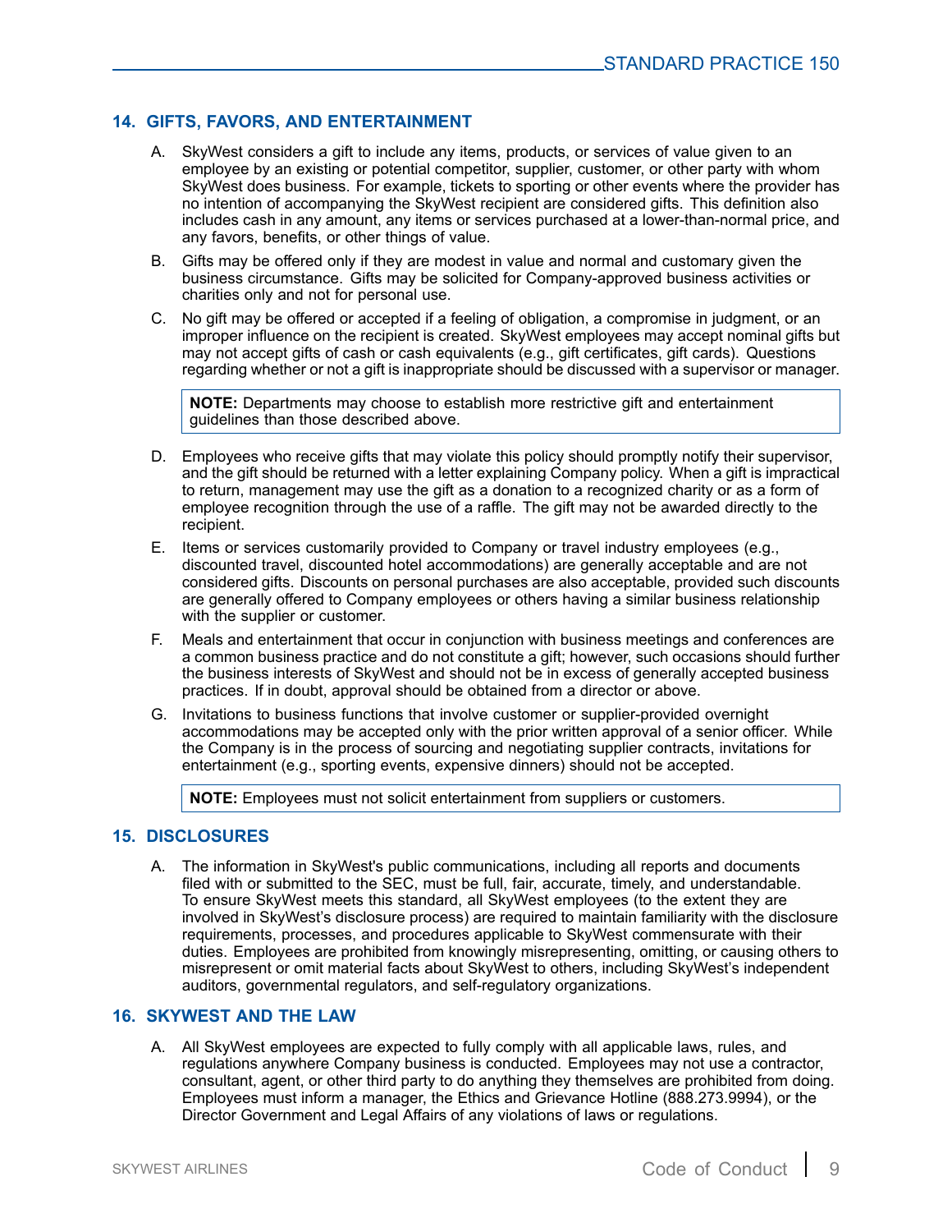## 14. GIFTS, FAVORS, AND ENTERTAINMENT

A. SkyWest considers a gift to include any items, products, or services of value given to an employee by an existing or potential competitor, supplier, customer, or other party with whom SkyWest does business. For example, tickets to sporting or other events where the provider has no intention of accompanying the SkyWest recipient are considered gifts. This definition also includes cash in any amount, any items or services purchased at a lower-than-normal price, and any favors, benefits, or other things of value.

B. Gifts may be offered only if they are modest in value and normal and customary given the business circumstance. Gifts may be solicited for Company-approved business activities or charities only and not for personal use.

C. No gift may be offered or accepted if a feeling of obligation, a compromise in judgment, or an improper influence on the recipient is created. SkyWest employees may accept nominal gifts but may not accept gifts of cash or cash equivalents (e.g., gift certificates, gift cards). Questions regarding whether or not a gift is inappropriate should be discussed with a supervisor or manager.

> **NOTE:** Departments may choose to establish more restrictive gift and entertainment guidelines than those described above.

D. Employees who receive gifts that may violate this policy should promptly notify their supervisor, and the gift should be returned with a letter explaining Company policy. When a gift is impractical to return, management may use the gift as a donation to a recognized charity or as a form of employee recognition through the use of a raffle. The gift may not be awarded directly to the recipient.

E. Items or services customarily provided to Company or travel industry employees (e.g., discounted travel, discounted hotel accommodations) are generally acceptable and are not considered gifts. Discounts on personal purchases are also acceptable, provided such discounts are generally offered to Company employees or others having a similar business relationship with the supplier or customer.

F. Meals and entertainment that occur in conjunction with business meetings and conferences are a common business practice and do not constitute a gift; however, such occasions should further the business interests of SkyWest and should not be in excess of generally accepted business practices. If in doubt, approval should be obtained from a director or above.

G. Invitations to business functions that involve customer or supplier-provided overnight accommodations may be accepted only with the prior written approval of a senior officer. While the Company is in the process of sourcing and negotiating supplier contracts, invitations for entertainment (e.g., sporting events, expensive dinners) should not be accepted.

> **NOTE:** Employees must not solicit entertainment from suppliers or customers.

## 15. DISCLOSURES

A. The information in SkyWest's public communications, including all reports and documents filed with or submitted to the SEC, must be full, fair, accurate, timely, and understandable. To ensure SkyWest meets this standard, all SkyWest employees (to the extent they are involved in SkyWest's disclosure process) are required to maintain familiarity with the disclosure requirements, processes, and procedures applicable to SkyWest commensurate with their duties. Employees are prohibited from knowingly misrepresenting, omitting, or causing others to misrepresent or omit material facts about SkyWest to others, including SkyWest's independent auditors, governmental regulators, and self-regulatory organizations.

## 16. SKYWEST AND THE LAW

A. All SkyWest employees are expected to fully comply with all applicable laws, rules, and regulations anywhere Company business is conducted. Employees may not use a contractor, consultant, agent, or other third party to do anything they themselves are prohibited from doing. Employees must inform a manager, the Ethics and Grievance Hotline (888.273.9994), or the Director Government and Legal Affairs of any violations of laws or regulations.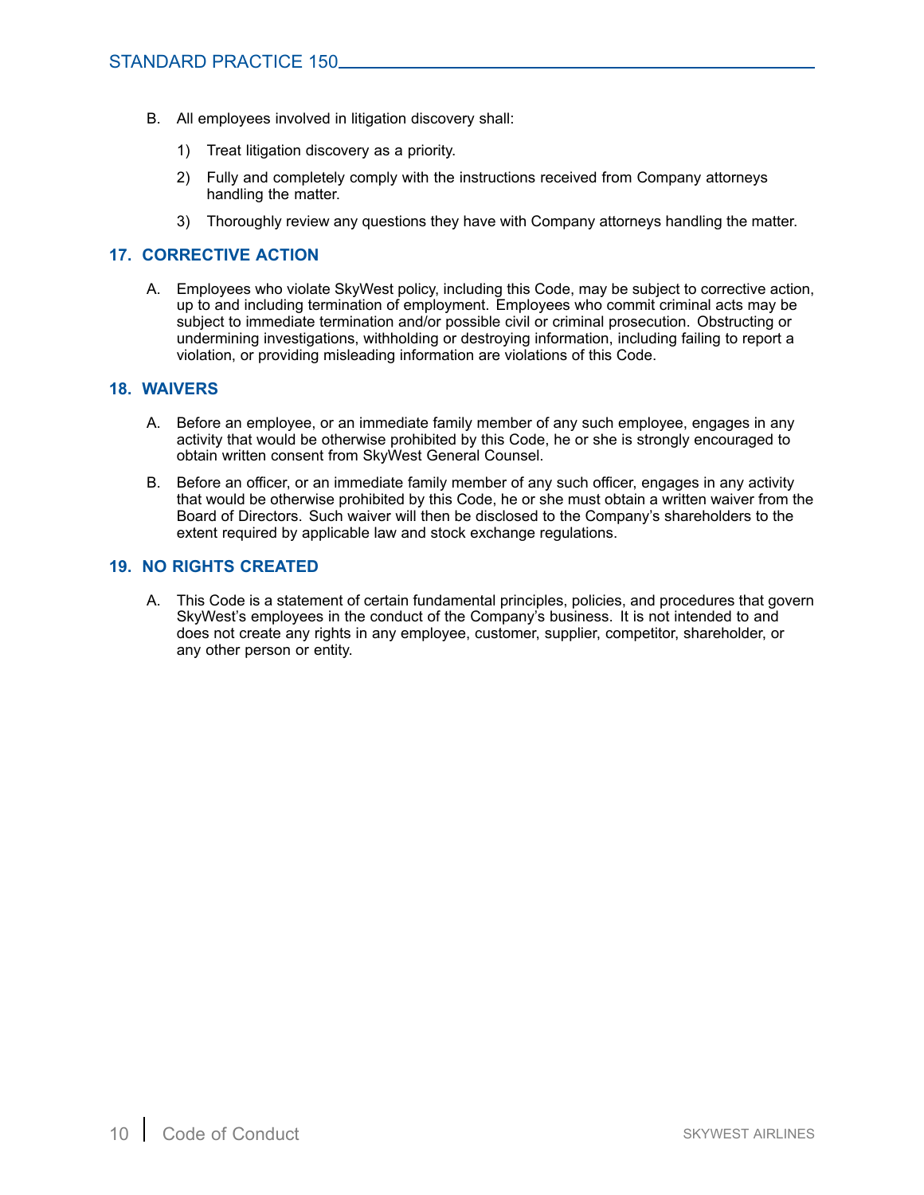B. All employees involved in litigation discovery shall:

1) Treat litigation discovery as a priority.

2) Fully and completely comply with the instructions received from Company attorneys handling the matter.

3) Thoroughly review any questions they have with Company attorneys handling the matter.

## 17. CORRECTIVE ACTION

A. Employees who violate SkyWest policy, including this Code, may be subject to corrective action, up to and including termination of employment. Employees who commit criminal acts may be subject to immediate termination and/or possible civil or criminal prosecution. Obstructing or undermining investigations, withholding or destroying information, including failing to report a violation, or providing misleading information are violations of this Code.

## 18. WAIVERS

A. Before an employee, or an immediate family member of any such employee, engages in any activity that would be otherwise prohibited by this Code, he or she is strongly encouraged to obtain written consent from SkyWest General Counsel.

B. Before an officer, or an immediate family member of any such officer, engages in any activity that would be otherwise prohibited by this Code, he or she must obtain a written waiver from the Board of Directors. Such waiver will then be disclosed to the Company's shareholders to the extent required by applicable law and stock exchange regulations.

## 19. NO RIGHTS CREATED

A. This Code is a statement of certain fundamental principles, policies, and procedures that govern SkyWest's employees in the conduct of the Company's business. It is not intended to and does not create any rights in any employee, customer, supplier, competitor, shareholder, or any other person or entity.